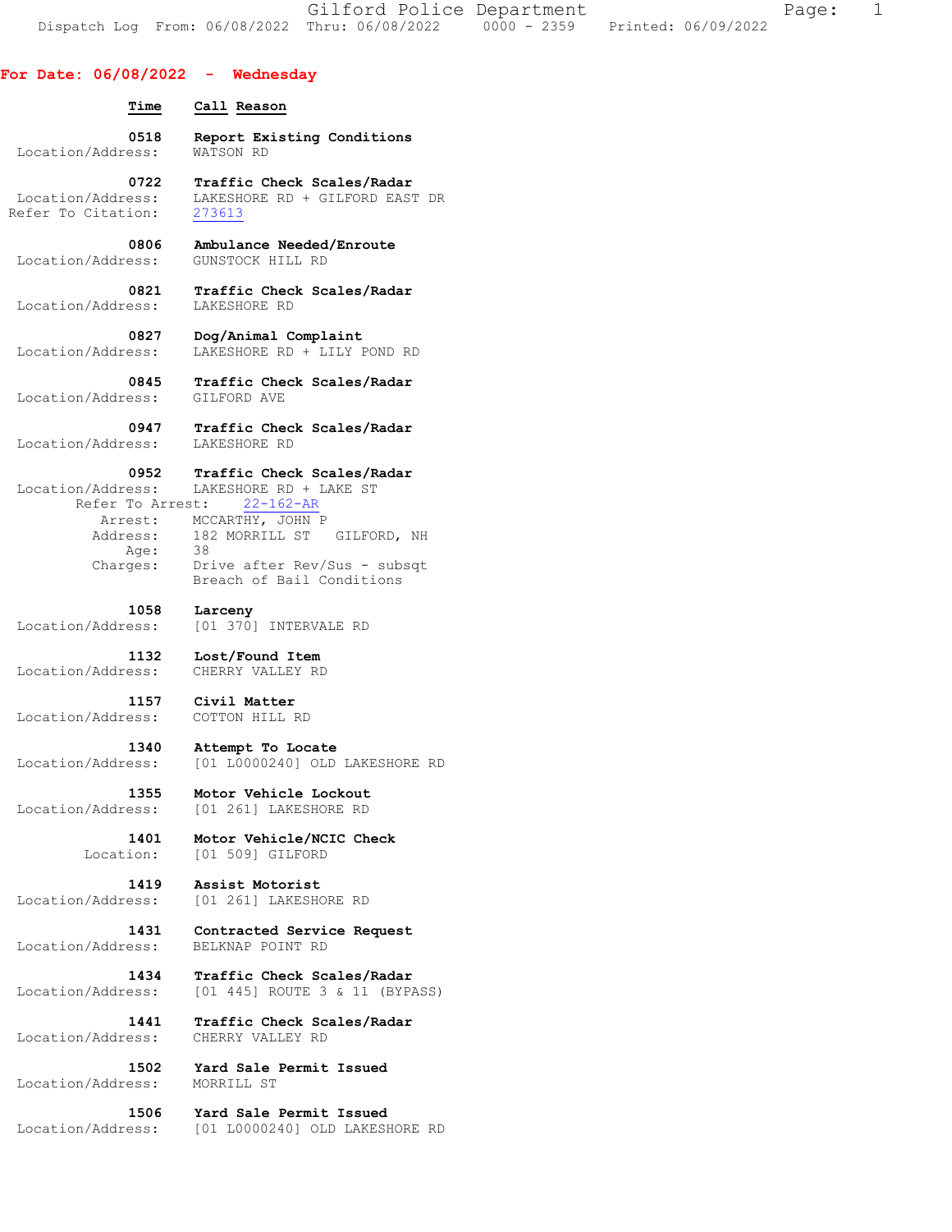**For Date: 06/08/2022 - Wednesday**

| Time | Call Reason |
|---|---|
| 0518 | **Report Existing Conditions** |
| Location/Address: | WATSON RD |
| 0722 | **Traffic Check Scales/Radar** |
| Location/Address: | LAKESHORE RD + GILFORD EAST DR |
| Refer To Citation: | 273613 |
| 0806 | **Ambulance Needed/Enroute** |
| Location/Address: | GUNSTOCK HILL RD |
| 0821 | **Traffic Check Scales/Radar** |
| Location/Address: | LAKESHORE RD |
| 0827 | **Dog/Animal Complaint** |
| Location/Address: | LAKESHORE RD + LILY POND RD |
| 0845 | **Traffic Check Scales/Radar** |
| Location/Address: | GILFORD AVE |
| 0947 | **Traffic Check Scales/Radar** |
| Location/Address: | LAKESHORE RD |
| 0952 | **Traffic Check Scales/Radar** |
| Location/Address: | LAKESHORE RD + LAKE ST |
| Refer To Arrest: | 22-162-AR |
| Arrest: | MCCARTHY, JOHN P |
| Address: | 182 MORRILL ST GILFORD, NH |
| Age: | 38 |
| Charges: | Drive after Rev/Sus - subsqt<br>Breach of Bail Conditions |
| 1058 | **Larceny** |
| Location/Address: | [01 370] INTERVALE RD |
| 1132 | **Lost/Found Item** |
| Location/Address: | CHERRY VALLEY RD |
| 1157 | **Civil Matter** |
| Location/Address: | COTTON HILL RD |
| 1340 | **Attempt To Locate** |
| Location/Address: | [01 L0000240] OLD LAKESHORE RD |
| 1355 | **Motor Vehicle Lockout** |
| Location/Address: | [01 261] LAKESHORE RD |
| 1401 | **Motor Vehicle/NCIC Check** |
| Location: | [01 509] GILFORD |
| 1419 | **Assist Motorist** |
| Location/Address: | [01 261] LAKESHORE RD |
| 1431 | **Contracted Service Request** |
| Location/Address: | BELKNAP POINT RD |
| 1434 | **Traffic Check Scales/Radar** |
| Location/Address: | [01 445] ROUTE 3 & 11 (BYPASS) |
| 1441 | **Traffic Check Scales/Radar** |
| Location/Address: | CHERRY VALLEY RD |
| 1502 | **Yard Sale Permit Issued** |
| Location/Address: | MORRILL ST |
| 1506 | **Yard Sale Permit Issued** |
| Location/Address: | [01 L0000240] OLD LAKESHORE RD |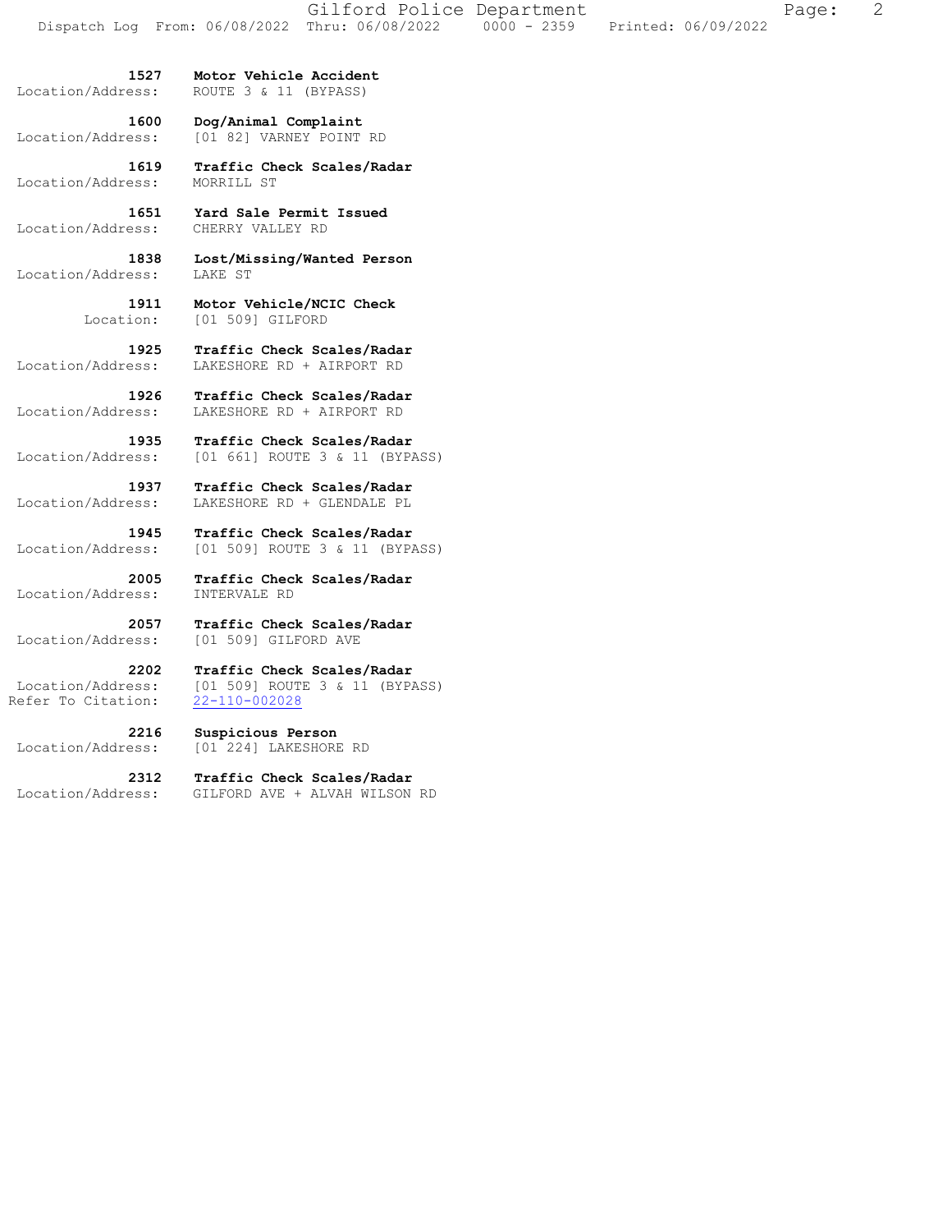**1527 Motor Vehicle Accident**
Location/Address: ROUTE 3 & 11 (BYPASS)

**1600 Dog/Animal Complaint**
Location/Address: [01 82] VARNEY POINT RD

**1619 Traffic Check Scales/Radar**
Location/Address: MORRILL ST

**1651 Yard Sale Permit Issued**
Location/Address: CHERRY VALLEY RD

**1838 Lost/Missing/Wanted Person**
Location/Address: LAKE ST

**1911 Motor Vehicle/NCIC Check**
Location: [01 509] GILFORD

**1925 Traffic Check Scales/Radar**
Location/Address: LAKESHORE RD + AIRPORT RD

**1926 Traffic Check Scales/Radar**
Location/Address: LAKESHORE RD + AIRPORT RD

**1935 Traffic Check Scales/Radar**
Location/Address: [01 661] ROUTE 3 & 11 (BYPASS)

**1937 Traffic Check Scales/Radar**
Location/Address: LAKESHORE RD + GLENDALE PL

**1945 Traffic Check Scales/Radar**
Location/Address: [01 509] ROUTE 3 & 11 (BYPASS)

**2005 Traffic Check Scales/Radar**
Location/Address: INTERVALE RD

**2057 Traffic Check Scales/Radar**
Location/Address: [01 509] GILFORD AVE

**2202 Traffic Check Scales/Radar**
Location/Address: [01 509] ROUTE 3 & 11 (BYPASS)
Refer To Citation: 22-110-002028

**2216 Suspicious Person**
Location/Address: [01 224] LAKESHORE RD

**2312 Traffic Check Scales/Radar**
Location/Address: GILFORD AVE + ALVAH WILSON RD